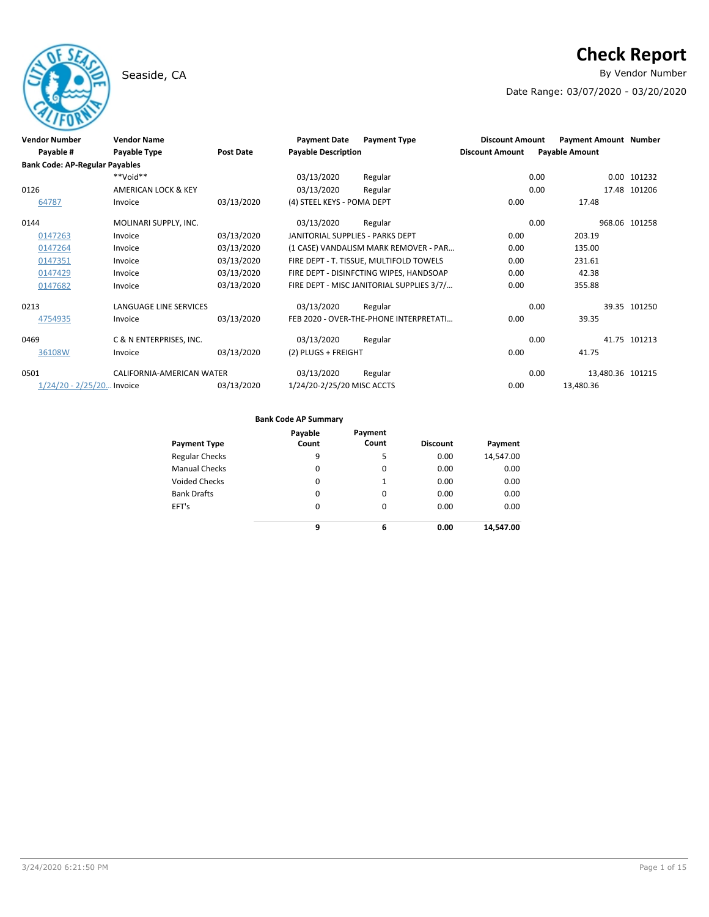# Check Report

Seaside, CA

By Vendor Number

Date Range: 03/07/2020 - 03/20/2020

| Vendor Number | Vendor Name | | Payment Date | Payment Type | Discount Amount | Payment Amount | Number |
|---|---|---|---|---|---|---|---|
| Payable # | Payable Type | Post Date | Payable Description | | Discount Amount | Payable Amount | |
| **Bank Code: AP-Regular Payables** | | | | | | | |
| | \*\*Void\*\* | | 03/13/2020 | Regular | 0.00 | 0.00 | 101232 |
| 0126 | AMERICAN LOCK & KEY | | 03/13/2020 | Regular | 0.00 | 17.48 | 101206 |
| 64787 | Invoice | 03/13/2020 | (4) STEEL KEYS - POMA DEPT | | 0.00 | 17.48 | |
| 0144 | MOLINARI SUPPLY, INC. | | 03/13/2020 | Regular | 0.00 | 968.06 | 101258 |
| 0147263 | Invoice | 03/13/2020 | JANITORIAL SUPPLIES - PARKS DEPT | | 0.00 | 203.19 | |
| 0147264 | Invoice | 03/13/2020 | (1 CASE) VANDALISM MARK REMOVER - PAR… | | 0.00 | 135.00 | |
| 0147351 | Invoice | 03/13/2020 | FIRE DEPT - T. TISSUE, MULTIFOLD TOWELS | | 0.00 | 231.61 | |
| 0147429 | Invoice | 03/13/2020 | FIRE DEPT - DISINFCTING WIPES, HANDSOAP | | 0.00 | 42.38 | |
| 0147682 | Invoice | 03/13/2020 | FIRE DEPT - MISC JANITORIAL SUPPLIES 3/7/… | | 0.00 | 355.88 | |
| 0213 | LANGUAGE LINE SERVICES | | 03/13/2020 | Regular | 0.00 | 39.35 | 101250 |
| 4754935 | Invoice | 03/13/2020 | FEB 2020 - OVER-THE-PHONE INTERPRETATI… | | 0.00 | 39.35 | |
| 0469 | C & N ENTERPRISES, INC. | | 03/13/2020 | Regular | 0.00 | 41.75 | 101213 |
| 36108W | Invoice | 03/13/2020 | (2) PLUGS + FREIGHT | | 0.00 | 41.75 | |
| 0501 | CALIFORNIA-AMERICAN WATER | | 03/13/2020 | Regular | 0.00 | 13,480.36 | 101215 |
| 1/24/20 - 2/25/20… | Invoice | 03/13/2020 | 1/24/20-2/25/20 MISC ACCTS | | 0.00 | 13,480.36 | |

**Bank Code AP Summary**

| Payment Type | Payable Count | Payment Count | Discount | Payment |
|---|---|---|---|---|
| Regular Checks | 9 | 5 | 0.00 | 14,547.00 |
| Manual Checks | 0 | 0 | 0.00 | 0.00 |
| Voided Checks | 0 | 1 | 0.00 | 0.00 |
| Bank Drafts | 0 | 0 | 0.00 | 0.00 |
| EFT's | 0 | 0 | 0.00 | 0.00 |
| | **9** | **6** | **0.00** | **14,547.00** |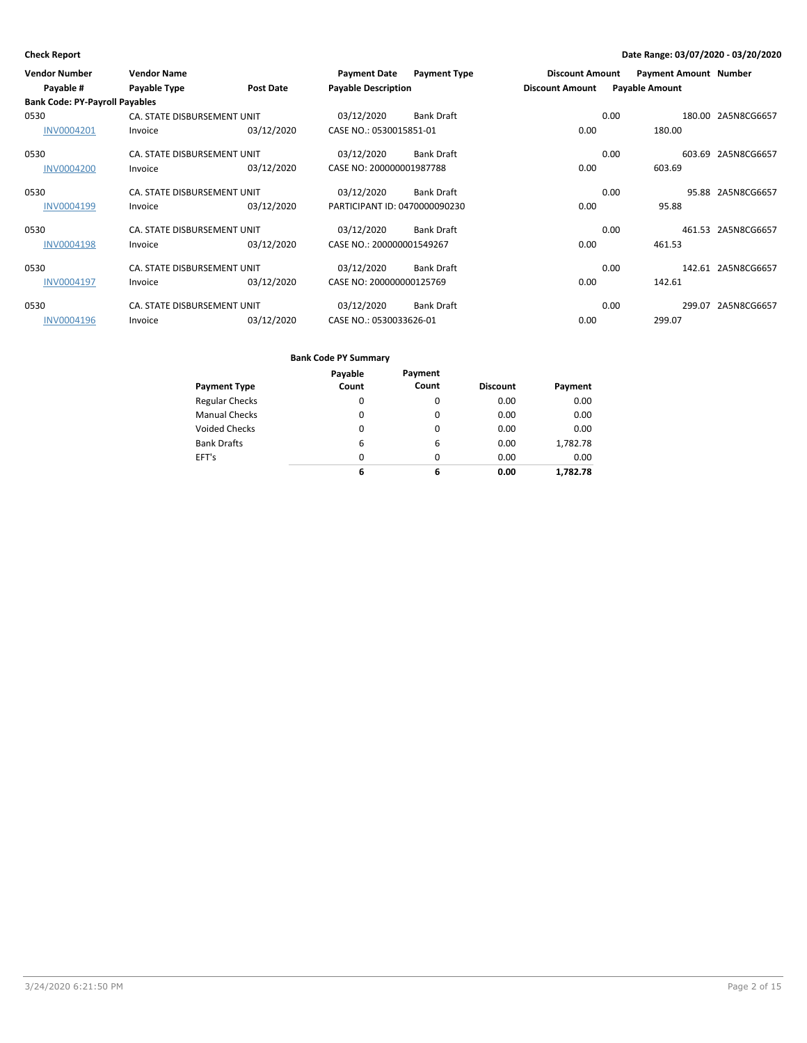**Check Report**

**Date Range: 03/07/2020 - 03/20/2020**

| Vendor Number / Payable # | Vendor Name / Payable Type | Post Date | Payment Date / Payable Description | Payment Type | Discount Amount | Payment Amount / Payable Amount | Number |
|---|---|---|---|---|---|---|---|
| **Bank Code: PY-Payroll Payables** | | | | | | | |
| 0530 | CA. STATE DISBURSEMENT UNIT | | 03/12/2020 | Bank Draft | 0.00 | 180.00 | 2A5N8CG6657 |
| INV0004201 | Invoice | 03/12/2020 | CASE NO.: 0530015851-01 | | 0.00 | 180.00 | |
| 0530 | CA. STATE DISBURSEMENT UNIT | | 03/12/2020 | Bank Draft | 0.00 | 603.69 | 2A5N8CG6657 |
| INV0004200 | Invoice | 03/12/2020 | CASE NO: 200000001987788 | | 0.00 | 603.69 | |
| 0530 | CA. STATE DISBURSEMENT UNIT | | 03/12/2020 | Bank Draft | 0.00 | 95.88 | 2A5N8CG6657 |
| INV0004199 | Invoice | 03/12/2020 | PARTICIPANT ID: 0470000090230 | | 0.00 | 95.88 | |
| 0530 | CA. STATE DISBURSEMENT UNIT | | 03/12/2020 | Bank Draft | 0.00 | 461.53 | 2A5N8CG6657 |
| INV0004198 | Invoice | 03/12/2020 | CASE NO.: 200000001549267 | | 0.00 | 461.53 | |
| 0530 | CA. STATE DISBURSEMENT UNIT | | 03/12/2020 | Bank Draft | 0.00 | 142.61 | 2A5N8CG6657 |
| INV0004197 | Invoice | 03/12/2020 | CASE NO: 200000000125769 | | 0.00 | 142.61 | |
| 0530 | CA. STATE DISBURSEMENT UNIT | | 03/12/2020 | Bank Draft | 0.00 | 299.07 | 2A5N8CG6657 |
| INV0004196 | Invoice | 03/12/2020 | CASE NO.: 0530033626-01 | | 0.00 | 299.07 | |

**Bank Code PY Summary**

| Payment Type | Payable Count | Payment Count | Discount | Payment |
|---|---|---|---|---|
| Regular Checks | 0 | 0 | 0.00 | 0.00 |
| Manual Checks | 0 | 0 | 0.00 | 0.00 |
| Voided Checks | 0 | 0 | 0.00 | 0.00 |
| Bank Drafts | 6 | 6 | 0.00 | 1,782.78 |
| EFT's | 0 | 0 | 0.00 | 0.00 |
| | **6** | **6** | **0.00** | **1,782.78** |

3/24/2020 6:21:50 PM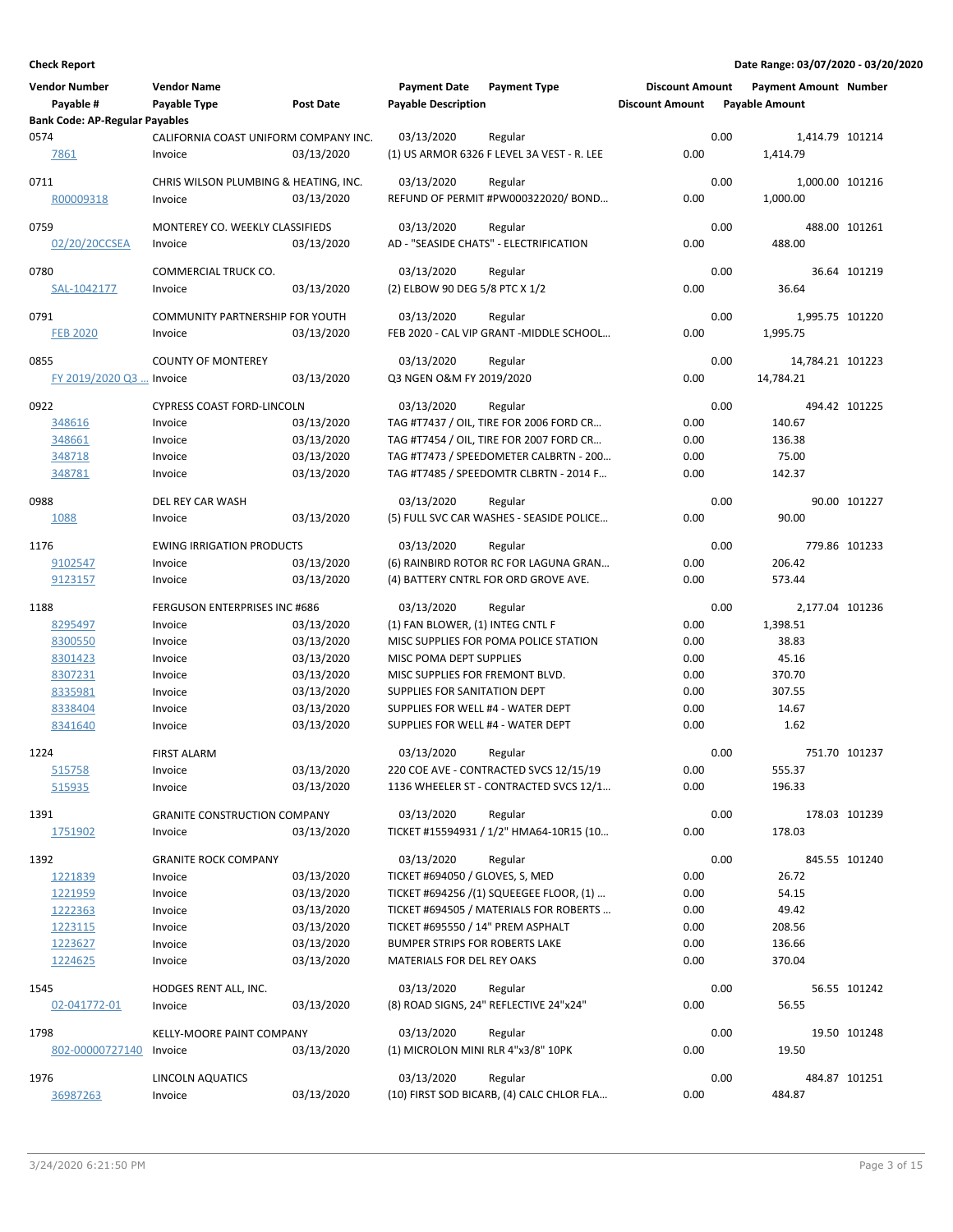**Check Report** | **Date Range: 03/07/2020 - 03/20/2020**

| Vendor Number / Payable # | Vendor Name / Payable Type | Post Date | Payment Date / Payable Description | Payment Type | Discount Amount / Discount Amount | Payment Amount / Payable Amount | Number |
|---|---|---|---|---|---|---|---|
| **Bank Code: AP-Regular Payables** | | | | | | | |
| 0574 | CALIFORNIA COAST UNIFORM COMPANY INC. | | 03/13/2020 | Regular | 0.00 | 1,414.79 | 101214 |
| 7861 | Invoice | 03/13/2020 | (1) US ARMOR 6326 F LEVEL 3A VEST - R. LEE | | 0.00 | 1,414.79 | |
| 0711 | CHRIS WILSON PLUMBING & HEATING, INC. | | 03/13/2020 | Regular | 0.00 | 1,000.00 | 101216 |
| R00009318 | Invoice | 03/13/2020 | REFUND OF PERMIT #PW000322020/ BOND... | | 0.00 | 1,000.00 | |
| 0759 | MONTEREY CO. WEEKLY CLASSIFIEDS | | 03/13/2020 | Regular | 0.00 | 488.00 | 101261 |
| 02/20/20CCSEA | Invoice | 03/13/2020 | AD - "SEASIDE CHATS" - ELECTRIFICATION | | 0.00 | 488.00 | |
| 0780 | COMMERCIAL TRUCK CO. | | 03/13/2020 | Regular | 0.00 | 36.64 | 101219 |
| SAL-1042177 | Invoice | 03/13/2020 | (2) ELBOW 90 DEG 5/8 PTC X 1/2 | | 0.00 | 36.64 | |
| 0791 | COMMUNITY PARTNERSHIP FOR YOUTH | | 03/13/2020 | Regular | 0.00 | 1,995.75 | 101220 |
| FEB 2020 | Invoice | 03/13/2020 | FEB 2020 - CAL VIP GRANT -MIDDLE SCHOOL... | | 0.00 | 1,995.75 | |
| 0855 | COUNTY OF MONTEREY | | 03/13/2020 | Regular | 0.00 | 14,784.21 | 101223 |
| FY 2019/2020 Q3 ... | Invoice | 03/13/2020 | Q3 NGEN O&M FY 2019/2020 | | 0.00 | 14,784.21 | |
| 0922 | CYPRESS COAST FORD-LINCOLN | | 03/13/2020 | Regular | 0.00 | 494.42 | 101225 |
| 348616 | Invoice | 03/13/2020 | TAG #T7437 / OIL, TIRE FOR 2006 FORD CR... | | 0.00 | 140.67 | |
| 348661 | Invoice | 03/13/2020 | TAG #T7454 / OIL, TIRE FOR 2007 FORD CR... | | 0.00 | 136.38 | |
| 348718 | Invoice | 03/13/2020 | TAG #T7473 / SPEEDOMETER CALBRTN - 200... | | 0.00 | 75.00 | |
| 348781 | Invoice | 03/13/2020 | TAG #T7485 / SPEEDOMTR CLBRTN - 2014 F... | | 0.00 | 142.37 | |
| 0988 | DEL REY CAR WASH | | 03/13/2020 | Regular | 0.00 | 90.00 | 101227 |
| 1088 | Invoice | 03/13/2020 | (5) FULL SVC CAR WASHES - SEASIDE POLICE... | | 0.00 | 90.00 | |
| 1176 | EWING IRRIGATION PRODUCTS | | 03/13/2020 | Regular | 0.00 | 779.86 | 101233 |
| 9102547 | Invoice | 03/13/2020 | (6) RAINBIRD ROTOR RC FOR LAGUNA GRAN... | | 0.00 | 206.42 | |
| 9123157 | Invoice | 03/13/2020 | (4) BATTERY CNTRL FOR ORD GROVE AVE. | | 0.00 | 573.44 | |
| 1188 | FERGUSON ENTERPRISES INC #686 | | 03/13/2020 | Regular | 0.00 | 2,177.04 | 101236 |
| 8295497 | Invoice | 03/13/2020 | (1) FAN BLOWER, (1) INTEG CNTL F | | 0.00 | 1,398.51 | |
| 8300550 | Invoice | 03/13/2020 | MISC SUPPLIES FOR POMA POLICE STATION | | 0.00 | 38.83 | |
| 8301423 | Invoice | 03/13/2020 | MISC POMA DEPT SUPPLIES | | 0.00 | 45.16 | |
| 8307231 | Invoice | 03/13/2020 | MISC SUPPLIES FOR FREMONT BLVD. | | 0.00 | 370.70 | |
| 8335981 | Invoice | 03/13/2020 | SUPPLIES FOR SANITATION DEPT | | 0.00 | 307.55 | |
| 8338404 | Invoice | 03/13/2020 | SUPPLIES FOR WELL #4 - WATER DEPT | | 0.00 | 14.67 | |
| 8341640 | Invoice | 03/13/2020 | SUPPLIES FOR WELL #4 - WATER DEPT | | 0.00 | 1.62 | |
| 1224 | FIRST ALARM | | 03/13/2020 | Regular | 0.00 | 751.70 | 101237 |
| 515758 | Invoice | 03/13/2020 | 220 COE AVE - CONTRACTED SVCS 12/15/19 | | 0.00 | 555.37 | |
| 515935 | Invoice | 03/13/2020 | 1136 WHEELER ST - CONTRACTED SVCS 12/1... | | 0.00 | 196.33 | |
| 1391 | GRANITE CONSTRUCTION COMPANY | | 03/13/2020 | Regular | 0.00 | 178.03 | 101239 |
| 1751902 | Invoice | 03/13/2020 | TICKET #15594931 / 1/2" HMA64-10R15 (10... | | 0.00 | 178.03 | |
| 1392 | GRANITE ROCK COMPANY | | 03/13/2020 | Regular | 0.00 | 845.55 | 101240 |
| 1221839 | Invoice | 03/13/2020 | TICKET #694050 / GLOVES, S, MED | | 0.00 | 26.72 | |
| 1221959 | Invoice | 03/13/2020 | TICKET #694256 /(1) SQUEEGEE FLOOR, (1) ... | | 0.00 | 54.15 | |
| 1222363 | Invoice | 03/13/2020 | TICKET #694505 / MATERIALS FOR ROBERTS ... | | 0.00 | 49.42 | |
| 1223115 | Invoice | 03/13/2020 | TICKET #695550 / 14" PREM ASPHALT | | 0.00 | 208.56 | |
| 1223627 | Invoice | 03/13/2020 | BUMPER STRIPS FOR ROBERTS LAKE | | 0.00 | 136.66 | |
| 1224625 | Invoice | 03/13/2020 | MATERIALS FOR DEL REY OAKS | | 0.00 | 370.04 | |
| 1545 | HODGES RENT ALL, INC. | | 03/13/2020 | Regular | 0.00 | 56.55 | 101242 |
| 02-041772-01 | Invoice | 03/13/2020 | (8) ROAD SIGNS, 24" REFLECTIVE 24"x24" | | 0.00 | 56.55 | |
| 1798 | KELLY-MOORE PAINT COMPANY | | 03/13/2020 | Regular | 0.00 | 19.50 | 101248 |
| 802-00000727140 | Invoice | 03/13/2020 | (1) MICROLON MINI RLR 4"x3/8" 10PK | | 0.00 | 19.50 | |
| 1976 | LINCOLN AQUATICS | | 03/13/2020 | Regular | 0.00 | 484.87 | 101251 |
| 36987263 | Invoice | 03/13/2020 | (10) FIRST SOD BICARB, (4) CALC CHLOR FLA... | | 0.00 | 484.87 | |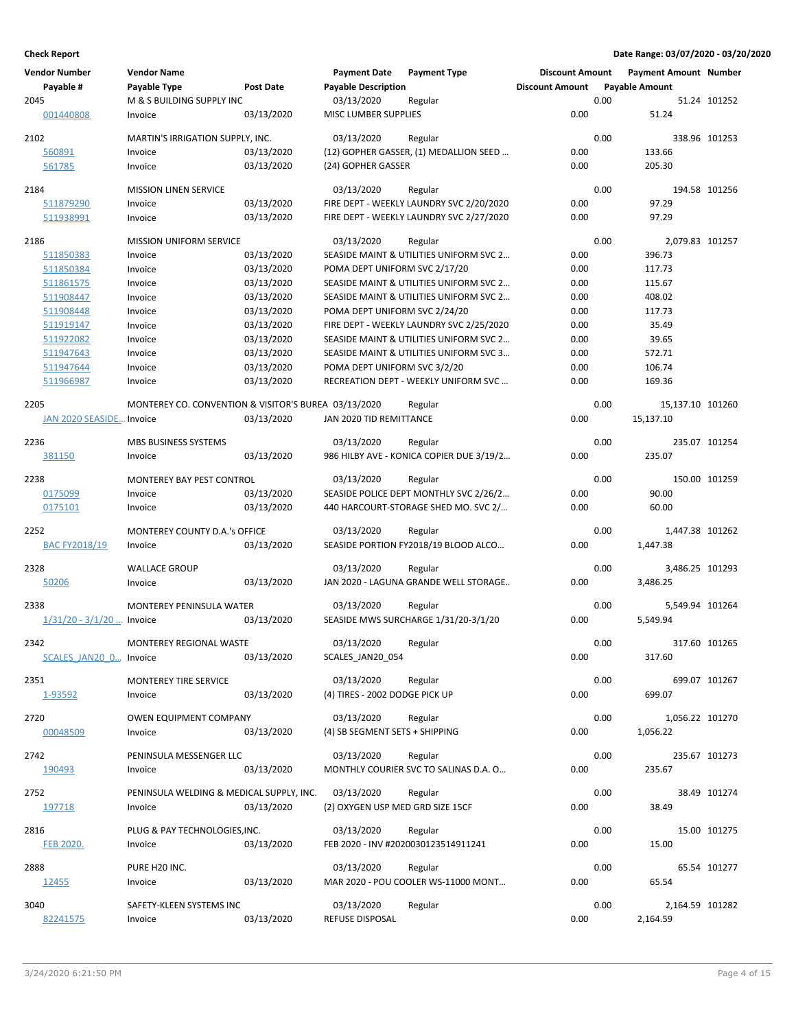**Check Report**

**Date Range: 03/07/2020 - 03/20/2020**

| Vendor Number | Vendor Name | | Payment Date | Payment Type | Discount Amount | Payment Amount | Number |
|---|---|---|---|---|---|---|---|
| Payable # | Payable Type | Post Date | Payable Description | | Discount Amount | Payable Amount | |
| 2045 | M & S BUILDING SUPPLY INC | | 03/13/2020 | Regular | 0.00 | 51.24 | 101252 |
| 001440808 | Invoice | 03/13/2020 | MISC LUMBER SUPPLIES | | 0.00 | 51.24 | |
| 2102 | MARTIN'S IRRIGATION SUPPLY, INC. | | 03/13/2020 | Regular | 0.00 | 338.96 | 101253 |
| 560891 | Invoice | 03/13/2020 | (12) GOPHER GASSER, (1) MEDALLION SEED ... | | 0.00 | 133.66 | |
| 561785 | Invoice | 03/13/2020 | (24) GOPHER GASSER | | 0.00 | 205.30 | |
| 2184 | MISSION LINEN SERVICE | | 03/13/2020 | Regular | 0.00 | 194.58 | 101256 |
| 511879290 | Invoice | 03/13/2020 | FIRE DEPT - WEEKLY LAUNDRY SVC 2/20/2020 | | 0.00 | 97.29 | |
| 511938991 | Invoice | 03/13/2020 | FIRE DEPT - WEEKLY LAUNDRY SVC 2/27/2020 | | 0.00 | 97.29 | |
| 2186 | MISSION UNIFORM SERVICE | | 03/13/2020 | Regular | 0.00 | 2,079.83 | 101257 |
| 511850383 | Invoice | 03/13/2020 | SEASIDE MAINT & UTILITIES UNIFORM SVC 2... | | 0.00 | 396.73 | |
| 511850384 | Invoice | 03/13/2020 | POMA DEPT UNIFORM SVC 2/17/20 | | 0.00 | 117.73 | |
| 511861575 | Invoice | 03/13/2020 | SEASIDE MAINT & UTILITIES UNIFORM SVC 2... | | 0.00 | 115.67 | |
| 511908447 | Invoice | 03/13/2020 | SEASIDE MAINT & UTILITIES UNIFORM SVC 2... | | 0.00 | 408.02 | |
| 511908448 | Invoice | 03/13/2020 | POMA DEPT UNIFORM SVC 2/24/20 | | 0.00 | 117.73 | |
| 511919147 | Invoice | 03/13/2020 | FIRE DEPT - WEEKLY LAUNDRY SVC 2/25/2020 | | 0.00 | 35.49 | |
| 511922082 | Invoice | 03/13/2020 | SEASIDE MAINT & UTILITIES UNIFORM SVC 2... | | 0.00 | 39.65 | |
| 511947643 | Invoice | 03/13/2020 | SEASIDE MAINT & UTILITIES UNIFORM SVC 3... | | 0.00 | 572.71 | |
| 511947644 | Invoice | 03/13/2020 | POMA DEPT UNIFORM SVC 3/2/20 | | 0.00 | 106.74 | |
| 511966987 | Invoice | 03/13/2020 | RECREATION DEPT - WEEKLY UNIFORM SVC ... | | 0.00 | 169.36 | |
| 2205 | MONTEREY CO. CONVENTION & VISITOR'S BUREA | | 03/13/2020 | Regular | 0.00 | 15,137.10 | 101260 |
| JAN 2020 SEASIDE... | Invoice | 03/13/2020 | JAN 2020 TID REMITTANCE | | 0.00 | 15,137.10 | |
| 2236 | MBS BUSINESS SYSTEMS | | 03/13/2020 | Regular | 0.00 | 235.07 | 101254 |
| 381150 | Invoice | 03/13/2020 | 986 HILBY AVE - KONICA COPIER DUE 3/19/2... | | 0.00 | 235.07 | |
| 2238 | MONTEREY BAY PEST CONTROL | | 03/13/2020 | Regular | 0.00 | 150.00 | 101259 |
| 0175099 | Invoice | 03/13/2020 | SEASIDE POLICE DEPT MONTHLY SVC 2/26/2... | | 0.00 | 90.00 | |
| 0175101 | Invoice | 03/13/2020 | 440 HARCOURT-STORAGE SHED MO. SVC 2/... | | 0.00 | 60.00 | |
| 2252 | MONTEREY COUNTY D.A.'s OFFICE | | 03/13/2020 | Regular | 0.00 | 1,447.38 | 101262 |
| BAC FY2018/19 | Invoice | 03/13/2020 | SEASIDE PORTION FY2018/19 BLOOD ALCO... | | 0.00 | 1,447.38 | |
| 2328 | WALLACE GROUP | | 03/13/2020 | Regular | 0.00 | 3,486.25 | 101293 |
| 50206 | Invoice | 03/13/2020 | JAN 2020 - LAGUNA GRANDE WELL STORAGE.. | | 0.00 | 3,486.25 | |
| 2338 | MONTEREY PENINSULA WATER | | 03/13/2020 | Regular | 0.00 | 5,549.94 | 101264 |
| 1/31/20 - 3/1/20 ... | Invoice | 03/13/2020 | SEASIDE MWS SURCHARGE 1/31/20-3/1/20 | | 0.00 | 5,549.94 | |
| 2342 | MONTEREY REGIONAL WASTE | | 03/13/2020 | Regular | 0.00 | 317.60 | 101265 |
| SCALES_JAN20_0... | Invoice | 03/13/2020 | SCALES_JAN20_054 | | 0.00 | 317.60 | |
| 2351 | MONTEREY TIRE SERVICE | | 03/13/2020 | Regular | 0.00 | 699.07 | 101267 |
| 1-93592 | Invoice | 03/13/2020 | (4) TIRES - 2002 DODGE PICK UP | | 0.00 | 699.07 | |
| 2720 | OWEN EQUIPMENT COMPANY | | 03/13/2020 | Regular | 0.00 | 1,056.22 | 101270 |
| 00048509 | Invoice | 03/13/2020 | (4) SB SEGMENT SETS + SHIPPING | | 0.00 | 1,056.22 | |
| 2742 | PENINSULA MESSENGER LLC | | 03/13/2020 | Regular | 0.00 | 235.67 | 101273 |
| 190493 | Invoice | 03/13/2020 | MONTHLY COURIER SVC TO SALINAS D.A. O... | | 0.00 | 235.67 | |
| 2752 | PENINSULA WELDING & MEDICAL SUPPLY, INC. | | 03/13/2020 | Regular | 0.00 | 38.49 | 101274 |
| 197718 | Invoice | 03/13/2020 | (2) OXYGEN USP MED GRD SIZE 15CF | | 0.00 | 38.49 | |
| 2816 | PLUG & PAY TECHNOLOGIES,INC. | | 03/13/2020 | Regular | 0.00 | 15.00 | 101275 |
| FEB 2020. | Invoice | 03/13/2020 | FEB 2020 - INV #2020030123514911241 | | 0.00 | 15.00 | |
| 2888 | PURE H20 INC. | | 03/13/2020 | Regular | 0.00 | 65.54 | 101277 |
| 12455 | Invoice | 03/13/2020 | MAR 2020 - POU COOLER WS-11000 MONT... | | 0.00 | 65.54 | |
| 3040 | SAFETY-KLEEN SYSTEMS INC | | 03/13/2020 | Regular | 0.00 | 2,164.59 | 101282 |
| 82241575 | Invoice | 03/13/2020 | REFUSE DISPOSAL | | 0.00 | 2,164.59 | |

3/24/2020 6:21:50 PM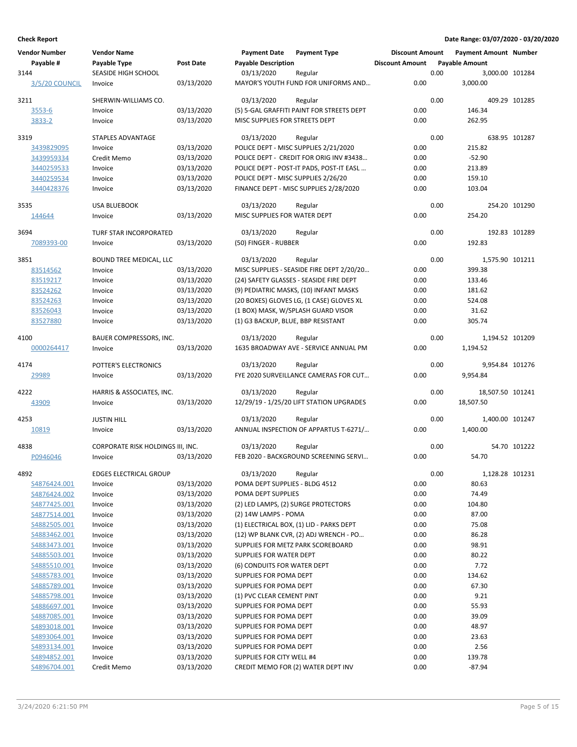**Check Report**

**Date Range: 03/07/2020 - 03/20/2020**

| Vendor Number / Payable # | Vendor Name / Payable Type | Post Date | Payment Date / Payable Description | Payment Type | Discount Amount / Discount Amount | Payment Amount / Payable Amount | Number |
|---|---|---|---|---|---|---|---|
| 3144 | SEASIDE HIGH SCHOOL | | 03/13/2020 | Regular | 0.00 | 3,000.00 | 101284 |
| 3/5/20 COUNCIL | Invoice | 03/13/2020 | MAYOR'S YOUTH FUND FOR UNIFORMS AND... | | 0.00 | 3,000.00 | |
| 3211 | SHERWIN-WILLIAMS CO. | | 03/13/2020 | Regular | 0.00 | 409.29 | 101285 |
| 3553-6 | Invoice | 03/13/2020 | (5) 5-GAL GRAFFITI PAINT FOR STREETS DEPT | | 0.00 | 146.34 | |
| 3833-2 | Invoice | 03/13/2020 | MISC SUPPLIES FOR STREETS DEPT | | 0.00 | 262.95 | |
| 3319 | STAPLES ADVANTAGE | | 03/13/2020 | Regular | 0.00 | 638.95 | 101287 |
| 3439829095 | Invoice | 03/13/2020 | POLICE DEPT - MISC SUPPLIES 2/21/2020 | | 0.00 | 215.82 | |
| 3439959334 | Credit Memo | 03/13/2020 | POLICE DEPT - CREDIT FOR ORIG INV #3438... | | 0.00 | -52.90 | |
| 3440259533 | Invoice | 03/13/2020 | POLICE DEPT - POST-IT PADS, POST-IT EASL ... | | 0.00 | 213.89 | |
| 3440259534 | Invoice | 03/13/2020 | POLICE DEPT - MISC SUPPLIES 2/26/20 | | 0.00 | 159.10 | |
| 3440428376 | Invoice | 03/13/2020 | FINANCE DEPT - MISC SUPPLIES 2/28/2020 | | 0.00 | 103.04 | |
| 3535 | USA BLUEBOOK | | 03/13/2020 | Regular | 0.00 | 254.20 | 101290 |
| 144644 | Invoice | 03/13/2020 | MISC SUPPLIES FOR WATER DEPT | | 0.00 | 254.20 | |
| 3694 | TURF STAR INCORPORATED | | 03/13/2020 | Regular | 0.00 | 192.83 | 101289 |
| 7089393-00 | Invoice | 03/13/2020 | (50) FINGER - RUBBER | | 0.00 | 192.83 | |
| 3851 | BOUND TREE MEDICAL, LLC | | 03/13/2020 | Regular | 0.00 | 1,575.90 | 101211 |
| 83514562 | Invoice | 03/13/2020 | MISC SUPPLIES - SEASIDE FIRE DEPT 2/20/20... | | 0.00 | 399.38 | |
| 83519217 | Invoice | 03/13/2020 | (24) SAFETY GLASSES - SEASIDE FIRE DEPT | | 0.00 | 133.46 | |
| 83524262 | Invoice | 03/13/2020 | (9) PEDIATRIC MASKS, (10) INFANT MASKS | | 0.00 | 181.62 | |
| 83524263 | Invoice | 03/13/2020 | (20 BOXES) GLOVES LG, (1 CASE) GLOVES XL | | 0.00 | 524.08 | |
| 83526043 | Invoice | 03/13/2020 | (1 BOX) MASK, W/SPLASH GUARD VISOR | | 0.00 | 31.62 | |
| 83527880 | Invoice | 03/13/2020 | (1) G3 BACKUP, BLUE, BBP RESISTANT | | 0.00 | 305.74 | |
| 4100 | BAUER COMPRESSORS, INC. | | 03/13/2020 | Regular | 0.00 | 1,194.52 | 101209 |
| 0000264417 | Invoice | 03/13/2020 | 1635 BROADWAY AVE - SERVICE ANNUAL PM | | 0.00 | 1,194.52 | |
| 4174 | POTTER'S ELECTRONICS | | 03/13/2020 | Regular | 0.00 | 9,954.84 | 101276 |
| 29989 | Invoice | 03/13/2020 | FYE 2020 SURVEILLANCE CAMERAS FOR CUT... | | 0.00 | 9,954.84 | |
| 4222 | HARRIS & ASSOCIATES, INC. | | 03/13/2020 | Regular | 0.00 | 18,507.50 | 101241 |
| 43909 | Invoice | 03/13/2020 | 12/29/19 - 1/25/20 LIFT STATION UPGRADES | | 0.00 | 18,507.50 | |
| 4253 | JUSTIN HILL | | 03/13/2020 | Regular | 0.00 | 1,400.00 | 101247 |
| 10819 | Invoice | 03/13/2020 | ANNUAL INSPECTION OF APPARTUS T-6271/... | | 0.00 | 1,400.00 | |
| 4838 | CORPORATE RISK HOLDINGS III, INC. | | 03/13/2020 | Regular | 0.00 | 54.70 | 101222 |
| P0946046 | Invoice | 03/13/2020 | FEB 2020 - BACKGROUND SCREENING SERVI... | | 0.00 | 54.70 | |
| 4892 | EDGES ELECTRICAL GROUP | | 03/13/2020 | Regular | 0.00 | 1,128.28 | 101231 |
| S4876424.001 | Invoice | 03/13/2020 | POMA DEPT SUPPLIES - BLDG 4512 | | 0.00 | 80.63 | |
| S4876424.002 | Invoice | 03/13/2020 | POMA DEPT SUPPLIES | | 0.00 | 74.49 | |
| S4877425.001 | Invoice | 03/13/2020 | (2) LED LAMPS, (2) SURGE PROTECTORS | | 0.00 | 104.80 | |
| S4877514.001 | Invoice | 03/13/2020 | (2) 14W LAMPS - POMA | | 0.00 | 87.00 | |
| S4882505.001 | Invoice | 03/13/2020 | (1) ELECTRICAL BOX, (1) LID - PARKS DEPT | | 0.00 | 75.08 | |
| S4883462.001 | Invoice | 03/13/2020 | (12) WP BLANK CVR, (2) ADJ WRENCH - PO... | | 0.00 | 86.28 | |
| S4883473.001 | Invoice | 03/13/2020 | SUPPLIES FOR METZ PARK SCOREBOARD | | 0.00 | 98.91 | |
| S4885503.001 | Invoice | 03/13/2020 | SUPPLIES FOR WATER DEPT | | 0.00 | 80.22 | |
| S4885510.001 | Invoice | 03/13/2020 | (6) CONDUITS FOR WATER DEPT | | 0.00 | 7.72 | |
| S4885783.001 | Invoice | 03/13/2020 | SUPPLIES FOR POMA DEPT | | 0.00 | 134.62 | |
| S4885789.001 | Invoice | 03/13/2020 | SUPPLIES FOR POMA DEPT | | 0.00 | 67.30 | |
| S4885798.001 | Invoice | 03/13/2020 | (1) PVC CLEAR CEMENT PINT | | 0.00 | 9.21 | |
| S4886697.001 | Invoice | 03/13/2020 | SUPPLIES FOR POMA DEPT | | 0.00 | 55.93 | |
| S4887085.001 | Invoice | 03/13/2020 | SUPPLIES FOR POMA DEPT | | 0.00 | 39.09 | |
| S4893018.001 | Invoice | 03/13/2020 | SUPPLIES FOR POMA DEPT | | 0.00 | 48.97 | |
| S4893064.001 | Invoice | 03/13/2020 | SUPPLIES FOR POMA DEPT | | 0.00 | 23.63 | |
| S4893134.001 | Invoice | 03/13/2020 | SUPPLIES FOR POMA DEPT | | 0.00 | 2.56 | |
| S4894852.001 | Invoice | 03/13/2020 | SUPPLIES FOR CITY WELL #4 | | 0.00 | 139.78 | |
| S4896704.001 | Credit Memo | 03/13/2020 | CREDIT MEMO FOR (2) WATER DEPT INV | | 0.00 | -87.94 | |

3/24/2020 6:21:50 PM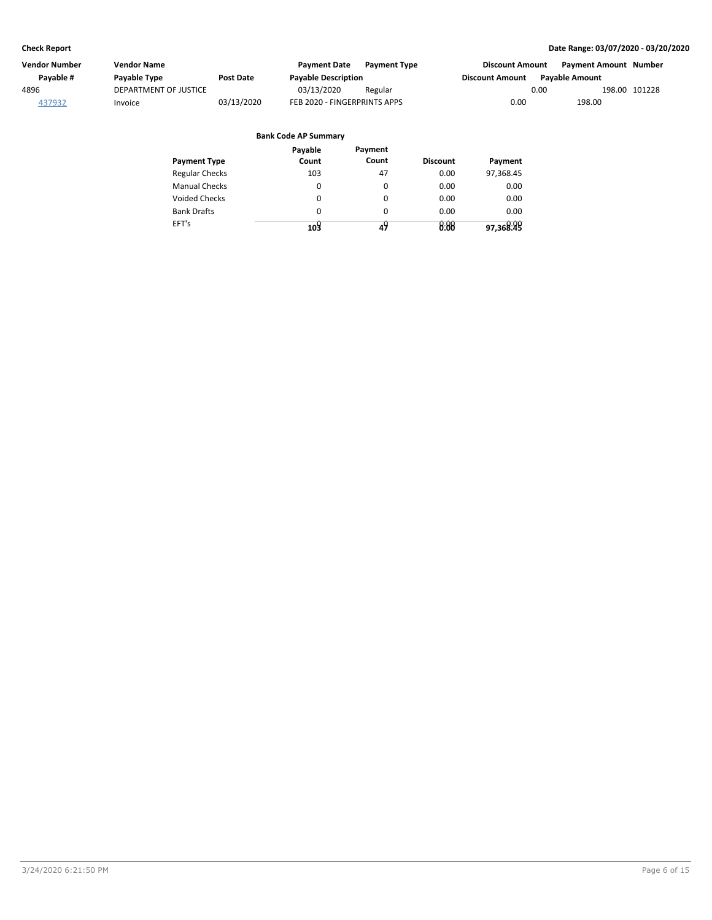| Vendor Number | Vendor Name | | Payment Date | Payment Type | Discount Amount | Payment Amount | Number |
|---|---|---|---|---|---|---|---|
| Payable # | Payable Type | Post Date | Payable Description | | Discount Amount | Payable Amount | |
| 4896 | DEPARTMENT OF JUSTICE | | 03/13/2020 | Regular | 0.00 | 198.00 | 101228 |
| 437932 | Invoice | 03/13/2020 | FEB 2020 - FINGERPRINTS APPS | | 0.00 | 198.00 | |

**Bank Code AP Summary**

| Payment Type | Payable Count | Payment Count | Discount | Payment |
|---|---|---|---|---|
| Regular Checks | 103 | 47 | 0.00 | 97,368.45 |
| Manual Checks | 0 | 0 | 0.00 | 0.00 |
| Voided Checks | 0 | 0 | 0.00 | 0.00 |
| Bank Drafts | 0 | 0 | 0.00 | 0.00 |
| EFT's | 0 | 0 | 0.00 | 0.00 |
| | **103** | **47** | **0.00** | **97,368.45** |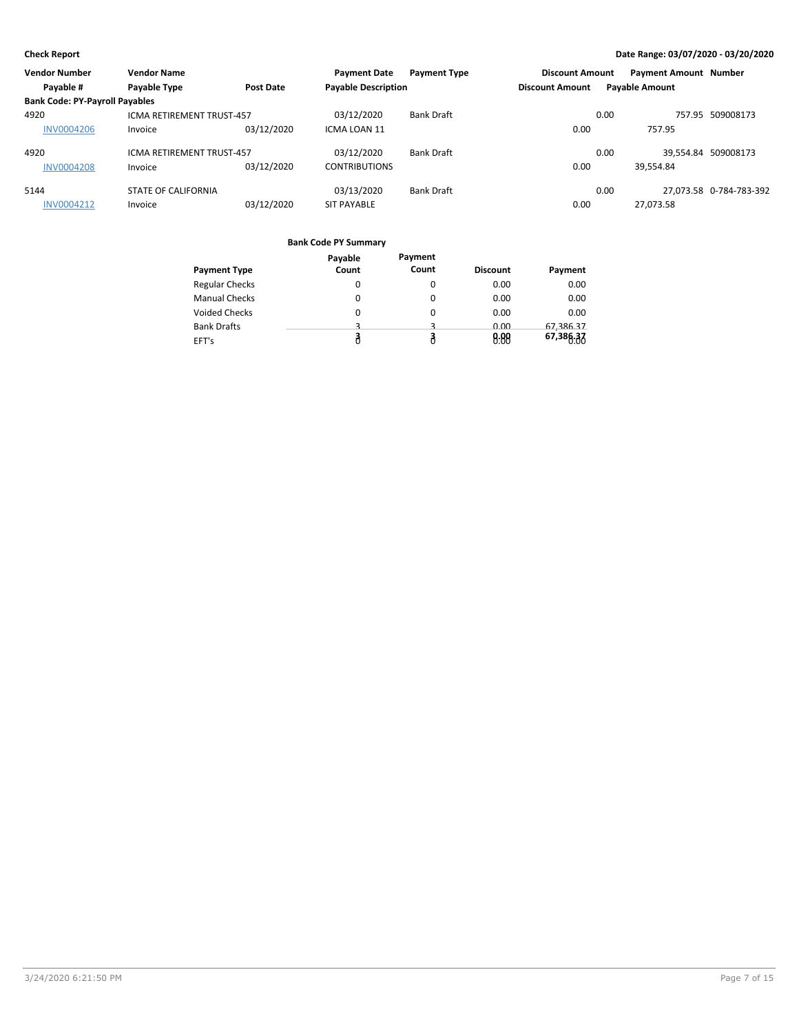**Check Report**

**Date Range: 03/07/2020 - 03/20/2020**

| Vendor Number / Payable # | Vendor Name / Payable Type | Post Date | Payment Date / Payable Description | Payment Type | Discount Amount / Discount Amount | Payment Amount / Payable Amount | Number |
|---|---|---|---|---|---|---|---|
| **Bank Code: PY-Payroll Payables** | | | | | | | |
| 4920 | ICMA RETIREMENT TRUST-457 | | 03/12/2020 | Bank Draft | 0.00 | 757.95 | 509008173 |
| INV0004206 | Invoice | 03/12/2020 | ICMA LOAN 11 | | 0.00 | 757.95 | |
| 4920 | ICMA RETIREMENT TRUST-457 | | 03/12/2020 | Bank Draft | 0.00 | 39,554.84 | 509008173 |
| INV0004208 | Invoice | 03/12/2020 | CONTRIBUTIONS | | 0.00 | 39,554.84 | |
| 5144 | STATE OF CALIFORNIA | | 03/13/2020 | Bank Draft | 0.00 | 27,073.58 | 0-784-783-392 |
| INV0004212 | Invoice | 03/12/2020 | SIT PAYABLE | | 0.00 | 27,073.58 | |

**Bank Code PY Summary**

| Payment Type | Payable Count | Payment Count | Discount | Payment |
|---|---|---|---|---|
| Regular Checks | 0 | 0 | 0.00 | 0.00 |
| Manual Checks | 0 | 0 | 0.00 | 0.00 |
| Voided Checks | 0 | 0 | 0.00 | 0.00 |
| Bank Drafts | 3 | 3 | 0.00 | 67,386.37 |
| EFT's | 0 | 0 | 0.00 | 0.00 |
| | 3 | 3 | 0.00 | 67,386.37 |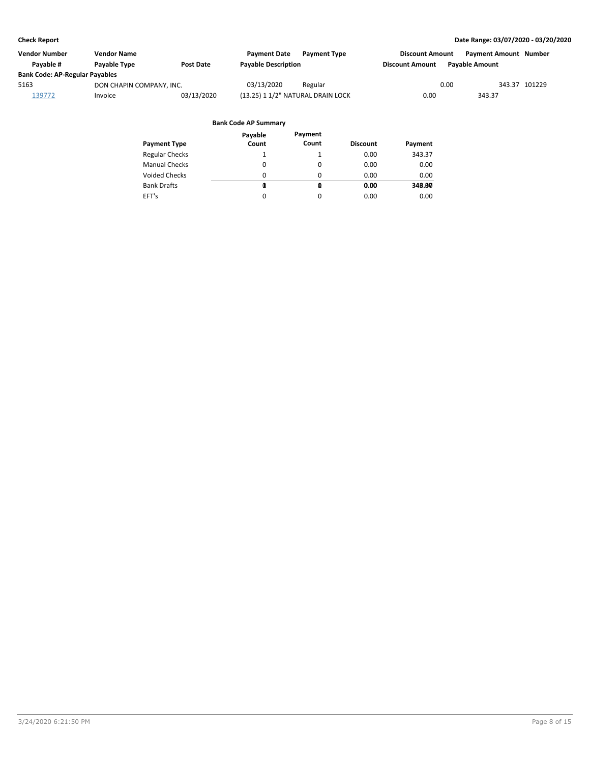| Vendor Number | Vendor Name | | Payment Date | Payment Type | Discount Amount | Payment Amount | Number |
|---|---|---|---|---|---|---|---|
| Payable # | Payable Type | Post Date | Payable Description | | Discount Amount | Payable Amount | |
| **Bank Code: AP-Regular Payables** | | | | | | | |
| 5163 | DON CHAPIN COMPANY, INC. | | 03/13/2020 | Regular | 0.00 | 343.37 | 101229 |
| 139772 | Invoice | 03/13/2020 | (13.25) 1 1/2" NATURAL DRAIN LOCK | | 0.00 | 343.37 | |

**Bank Code AP Summary**

| Payment Type | Payable Count | Payment Count | Discount | Payment |
|---|---|---|---|---|
| Regular Checks | 1 | 1 | 0.00 | 343.37 |
| Manual Checks | 0 | 0 | 0.00 | 0.00 |
| Voided Checks | 0 | 0 | 0.00 | 0.00 |
| Bank Drafts | 0 | 0 | 0.00 | 0.00 |
| EFT's | 0 | 0 | 0.00 | 0.00 |
| | **1** | **1** | **0.00** | **343.37** |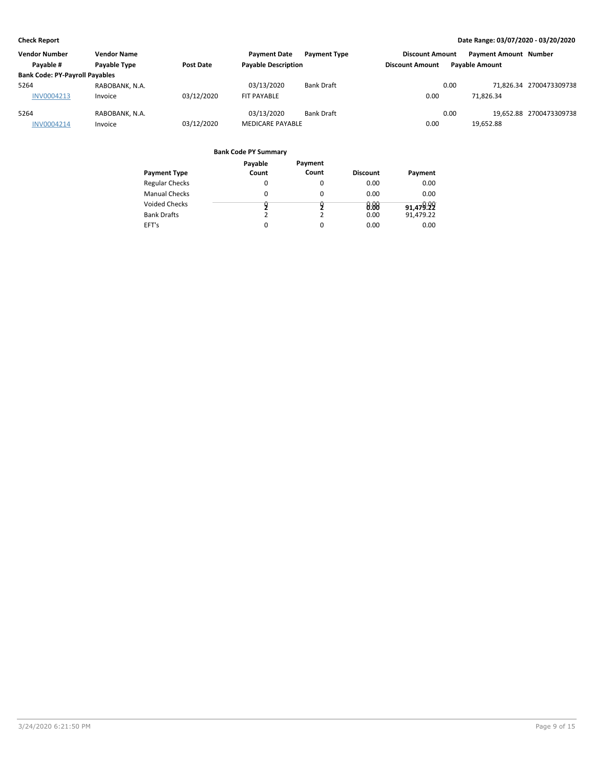**Check Report**

**Date Range: 03/07/2020 - 03/20/2020**

| Vendor Number / Payable # | Vendor Name / Payable Type | Post Date | Payment Date / Payable Description | Payment Type | Discount Amount | Payment Amount / Payable Amount | Number |
|---|---|---|---|---|---|---|---|
| **Bank Code: PY-Payroll Payables** | | | | | | | |
| 5264 | RABOBANK, N.A. | | 03/13/2020 | Bank Draft | 0.00 | 71,826.34 | 2700473309738 |
| INV0004213 | Invoice | 03/12/2020 | FIT PAYABLE | | 0.00 | 71,826.34 | |
| 5264 | RABOBANK, N.A. | | 03/13/2020 | Bank Draft | 0.00 | 19,652.88 | 2700473309738 |
| INV0004214 | Invoice | 03/12/2020 | MEDICARE PAYABLE | | 0.00 | 19,652.88 | |

**Bank Code PY Summary**

| Payment Type | Payable Count | Payment Count | Discount | Payment |
|---|---|---|---|---|
| Regular Checks | 0 | 0 | 0.00 | 0.00 |
| Manual Checks | 0 | 0 | 0.00 | 0.00 |
| Voided Checks | 0 | 0 | 0.00 | 0.00 |
| Bank Drafts | 2 | 2 | 0.00 | 91,479.22 |
| EFT's | 0 | 0 | 0.00 | 0.00 |
| | **2** | **2** | **0.00** | **91,479.22** |

3/24/2020 6:21:50 PM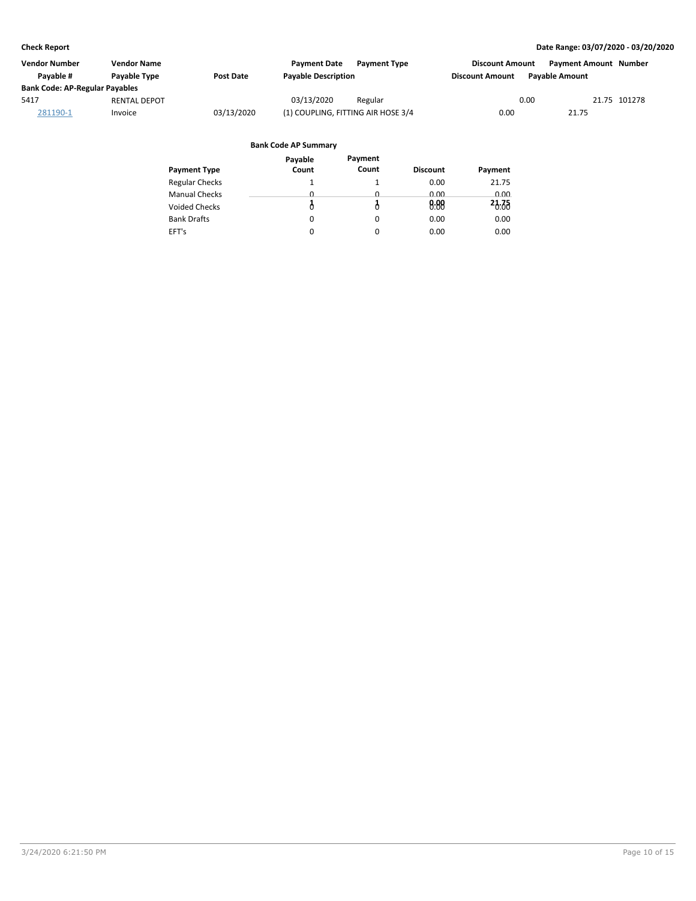| Vendor Number | Vendor Name | | Payment Date | Payment Type | Discount Amount | Payment Amount | Number |
|---|---|---|---|---|---|---|---|
| Payable # | Payable Type | Post Date | Payable Description | | Discount Amount | Payable Amount | |
| **Bank Code: AP-Regular Payables** | | | | | | | |
| 5417 | RENTAL DEPOT | | 03/13/2020 | Regular | 0.00 | 21.75 | 101278 |
| 281190-1 | Invoice | 03/13/2020 | (1) COUPLING, FITTING AIR HOSE 3/4 | | 0.00 | 21.75 | |

**Bank Code AP Summary**

| Payment Type | Payable Count | Payment Count | Discount | Payment |
|---|---|---|---|---|
| Regular Checks | 1 | 1 | 0.00 | 21.75 |
| Manual Checks | 0 | 0 | 0.00 | 0.00 |
| Voided Checks | 0 | 0 | 0.00 | 0.00 |
| | 1 | 1 | 0.00 | 21.75 |
| Bank Drafts | 0 | 0 | 0.00 | 0.00 |
| EFT's | 0 | 0 | 0.00 | 0.00 |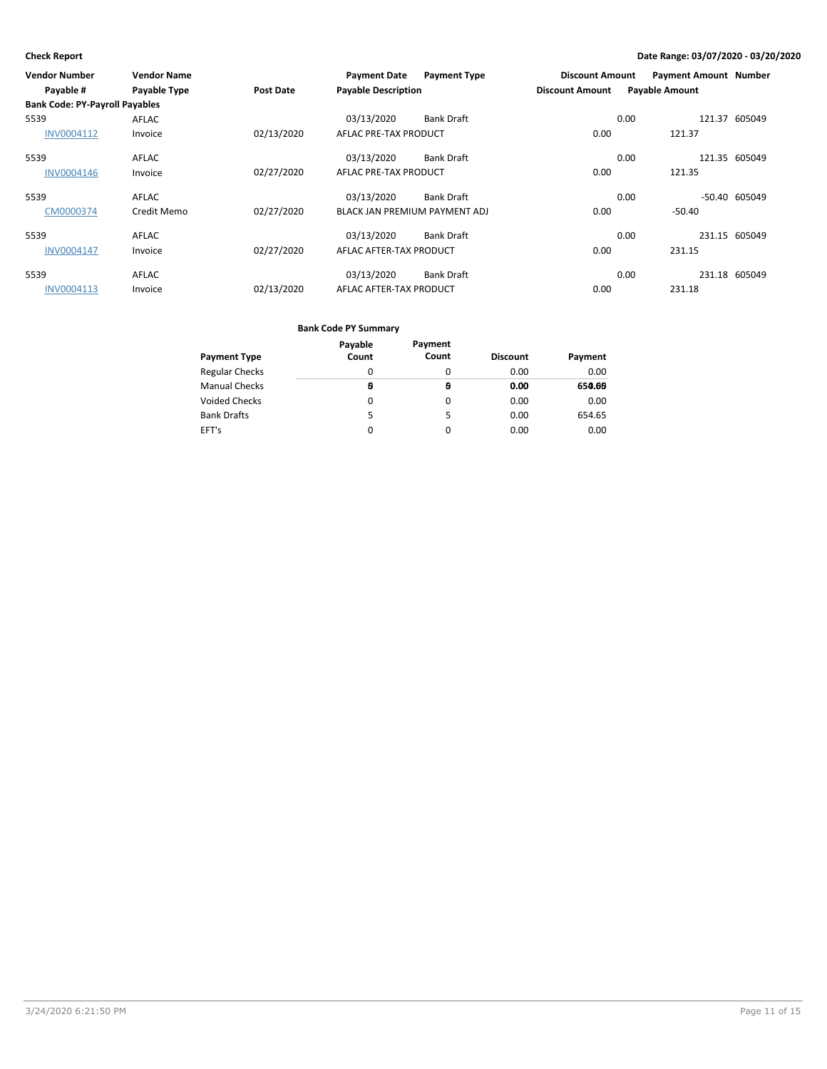| Vendor Number | Vendor Name | | Payment Date | Payment Type | Discount Amount | Payment Amount | Number |
|---|---|---|---|---|---|---|---|
| Payable # | Payable Type | Post Date | Payable Description | | Discount Amount | Payable Amount | |
| **Bank Code: PY-Payroll Payables** | | | | | | | |
| 5539 | AFLAC | | 03/13/2020 | Bank Draft | 0.00 | 121.37 | 605049 |
| INV0004112 | Invoice | 02/13/2020 | AFLAC PRE-TAX PRODUCT | | 0.00 | 121.37 | |
| 5539 | AFLAC | | 03/13/2020 | Bank Draft | 0.00 | 121.35 | 605049 |
| INV0004146 | Invoice | 02/27/2020 | AFLAC PRE-TAX PRODUCT | | 0.00 | 121.35 | |
| 5539 | AFLAC | | 03/13/2020 | Bank Draft | 0.00 | -50.40 | 605049 |
| CM0000374 | Credit Memo | 02/27/2020 | BLACK JAN PREMIUM PAYMENT ADJ | | 0.00 | -50.40 | |
| 5539 | AFLAC | | 03/13/2020 | Bank Draft | 0.00 | 231.15 | 605049 |
| INV0004147 | Invoice | 02/27/2020 | AFLAC AFTER-TAX PRODUCT | | 0.00 | 231.15 | |
| 5539 | AFLAC | | 03/13/2020 | Bank Draft | 0.00 | 231.18 | 605049 |
| INV0004113 | Invoice | 02/13/2020 | AFLAC AFTER-TAX PRODUCT | | 0.00 | 231.18 | |

**Bank Code PY Summary**

| Payment Type | Payable Count | Payment Count | Discount | Payment |
|---|---|---|---|---|
| Regular Checks | 0 | 0 | 0.00 | 0.00 |
| Manual Checks | 0 | 0 | 0.00 | 0.00 |
| Voided Checks | 0 | 0 | 0.00 | 0.00 |
| Bank Drafts | 5 | 5 | 0.00 | 654.65 |
| EFT's | 0 | 0 | 0.00 | 0.00 |
| | 5 | 5 | 0.00 | 654.65 |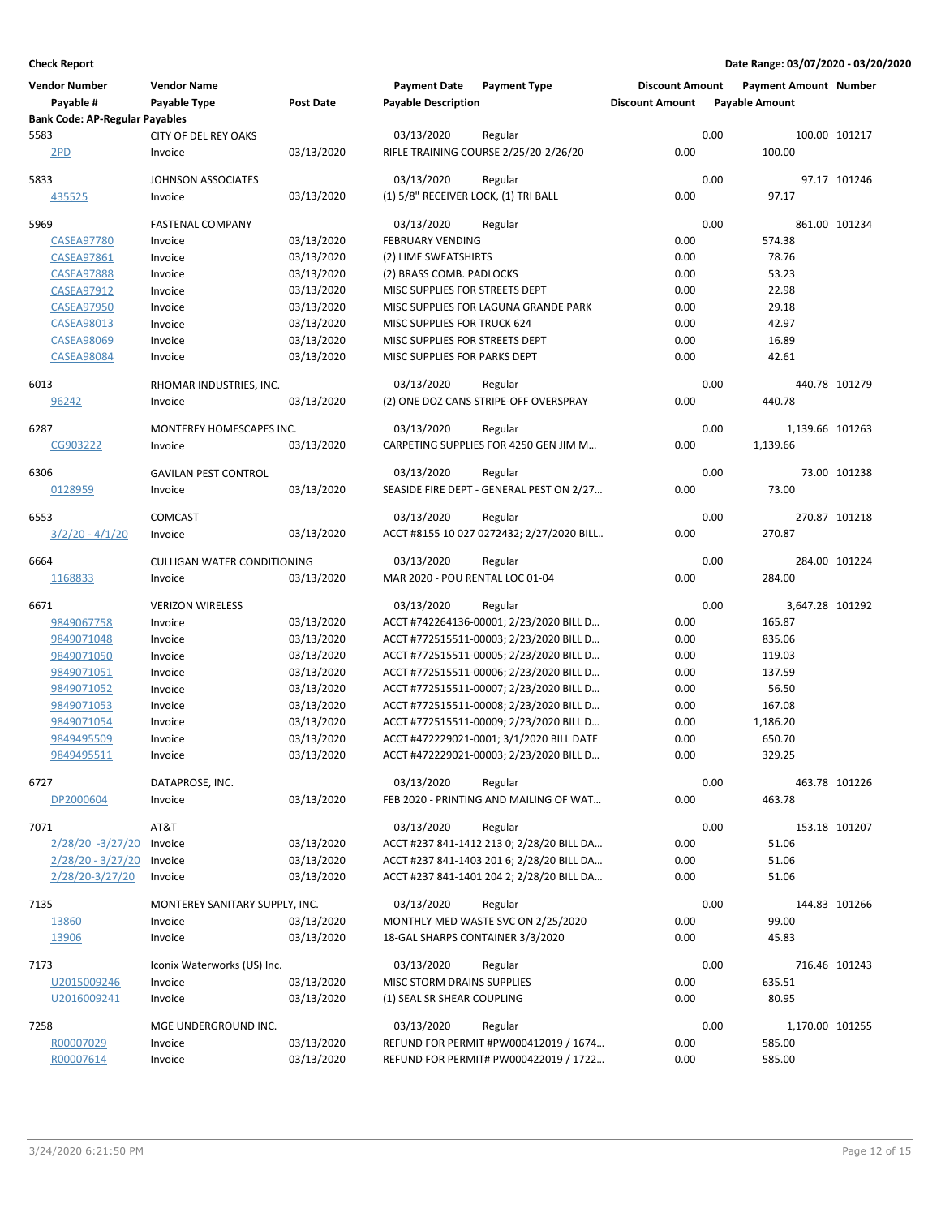**Check Report** — Date Range: 03/07/2020 - 03/20/2020

| Vendor Number / Payable # | Vendor Name / Payable Type | Post Date | Payment Date / Payable Description | Payment Type | Discount Amount | Payment Amount / Payable Amount | Number |
|---|---|---|---|---|---|---|---|
| **Bank Code: AP-Regular Payables** | | | | | | | |
| 5583 | CITY OF DEL REY OAKS | | 03/13/2020 | Regular | 0.00 | 100.00 | 101217 |
| 2PD | Invoice | 03/13/2020 | RIFLE TRAINING COURSE 2/25/20-2/26/20 | | 0.00 | 100.00 | |
| 5833 | JOHNSON ASSOCIATES | | 03/13/2020 | Regular | 0.00 | 97.17 | 101246 |
| 435525 | Invoice | 03/13/2020 | (1) 5/8" RECEIVER LOCK, (1) TRI BALL | | 0.00 | 97.17 | |
| 5969 | FASTENAL COMPANY | | 03/13/2020 | Regular | 0.00 | 861.00 | 101234 |
| CASEA97780 | Invoice | 03/13/2020 | FEBRUARY VENDING | | 0.00 | 574.38 | |
| CASEA97861 | Invoice | 03/13/2020 | (2) LIME SWEATSHIRTS | | 0.00 | 78.76 | |
| CASEA97888 | Invoice | 03/13/2020 | (2) BRASS COMB. PADLOCKS | | 0.00 | 53.23 | |
| CASEA97912 | Invoice | 03/13/2020 | MISC SUPPLIES FOR STREETS DEPT | | 0.00 | 22.98 | |
| CASEA97950 | Invoice | 03/13/2020 | MISC SUPPLIES FOR LAGUNA GRANDE PARK | | 0.00 | 29.18 | |
| CASEA98013 | Invoice | 03/13/2020 | MISC SUPPLIES FOR TRUCK 624 | | 0.00 | 42.97 | |
| CASEA98069 | Invoice | 03/13/2020 | MISC SUPPLIES FOR STREETS DEPT | | 0.00 | 16.89 | |
| CASEA98084 | Invoice | 03/13/2020 | MISC SUPPLIES FOR PARKS DEPT | | 0.00 | 42.61 | |
| 6013 | RHOMAR INDUSTRIES, INC. | | 03/13/2020 | Regular | 0.00 | 440.78 | 101279 |
| 96242 | Invoice | 03/13/2020 | (2) ONE DOZ CANS STRIPE-OFF OVERSPRAY | | 0.00 | 440.78 | |
| 6287 | MONTEREY HOMESCAPES INC. | | 03/13/2020 | Regular | 0.00 | 1,139.66 | 101263 |
| CG903222 | Invoice | 03/13/2020 | CARPETING SUPPLIES FOR 4250 GEN JIM M… | | 0.00 | 1,139.66 | |
| 6306 | GAVILAN PEST CONTROL | | 03/13/2020 | Regular | 0.00 | 73.00 | 101238 |
| 0128959 | Invoice | 03/13/2020 | SEASIDE FIRE DEPT - GENERAL PEST ON 2/27… | | 0.00 | 73.00 | |
| 6553 | COMCAST | | 03/13/2020 | Regular | 0.00 | 270.87 | 101218 |
| 3/2/20 - 4/1/20 | Invoice | 03/13/2020 | ACCT #8155 10 027 0272432; 2/27/2020 BILL.. | | 0.00 | 270.87 | |
| 6664 | CULLIGAN WATER CONDITIONING | | 03/13/2020 | Regular | 0.00 | 284.00 | 101224 |
| 1168833 | Invoice | 03/13/2020 | MAR 2020 - POU RENTAL LOC 01-04 | | 0.00 | 284.00 | |
| 6671 | VERIZON WIRELESS | | 03/13/2020 | Regular | 0.00 | 3,647.28 | 101292 |
| 9849067758 | Invoice | 03/13/2020 | ACCT #742264136-00001; 2/23/2020 BILL D… | | 0.00 | 165.87 | |
| 9849071048 | Invoice | 03/13/2020 | ACCT #772515511-00003; 2/23/2020 BILL D… | | 0.00 | 835.06 | |
| 9849071050 | Invoice | 03/13/2020 | ACCT #772515511-00005; 2/23/2020 BILL D… | | 0.00 | 119.03 | |
| 9849071051 | Invoice | 03/13/2020 | ACCT #772515511-00006; 2/23/2020 BILL D… | | 0.00 | 137.59 | |
| 9849071052 | Invoice | 03/13/2020 | ACCT #772515511-00007; 2/23/2020 BILL D… | | 0.00 | 56.50 | |
| 9849071053 | Invoice | 03/13/2020 | ACCT #772515511-00008; 2/23/2020 BILL D… | | 0.00 | 167.08 | |
| 9849071054 | Invoice | 03/13/2020 | ACCT #772515511-00009; 2/23/2020 BILL D… | | 0.00 | 1,186.20 | |
| 9849495509 | Invoice | 03/13/2020 | ACCT #472229021-0001; 3/1/2020 BILL DATE | | 0.00 | 650.70 | |
| 9849495511 | Invoice | 03/13/2020 | ACCT #472229021-00003; 2/23/2020 BILL D… | | 0.00 | 329.25 | |
| 6727 | DATAPROSE, INC. | | 03/13/2020 | Regular | 0.00 | 463.78 | 101226 |
| DP2000604 | Invoice | 03/13/2020 | FEB 2020 - PRINTING AND MAILING OF WAT… | | 0.00 | 463.78 | |
| 7071 | AT&T | | 03/13/2020 | Regular | 0.00 | 153.18 | 101207 |
| 2/28/20 -3/27/20 | Invoice | 03/13/2020 | ACCT #237 841-1412 213 0; 2/28/20 BILL DA… | | 0.00 | 51.06 | |
| 2/28/20 - 3/27/20 | Invoice | 03/13/2020 | ACCT #237 841-1403 201 6; 2/28/20 BILL DA… | | 0.00 | 51.06 | |
| 2/28/20-3/27/20 | Invoice | 03/13/2020 | ACCT #237 841-1401 204 2; 2/28/20 BILL DA… | | 0.00 | 51.06 | |
| 7135 | MONTEREY SANITARY SUPPLY, INC. | | 03/13/2020 | Regular | 0.00 | 144.83 | 101266 |
| 13860 | Invoice | 03/13/2020 | MONTHLY MED WASTE SVC ON 2/25/2020 | | 0.00 | 99.00 | |
| 13906 | Invoice | 03/13/2020 | 18-GAL SHARPS CONTAINER 3/3/2020 | | 0.00 | 45.83 | |
| 7173 | Iconix Waterworks (US) Inc. | | 03/13/2020 | Regular | 0.00 | 716.46 | 101243 |
| U2015009246 | Invoice | 03/13/2020 | MISC STORM DRAINS SUPPLIES | | 0.00 | 635.51 | |
| U2016009241 | Invoice | 03/13/2020 | (1) SEAL SR SHEAR COUPLING | | 0.00 | 80.95 | |
| 7258 | MGE UNDERGROUND INC. | | 03/13/2020 | Regular | 0.00 | 1,170.00 | 101255 |
| R00007029 | Invoice | 03/13/2020 | REFUND FOR PERMIT #PW000412019 / 1674… | | 0.00 | 585.00 | |
| R00007614 | Invoice | 03/13/2020 | REFUND FOR PERMIT# PW000422019 / 1722… | | 0.00 | 585.00 | |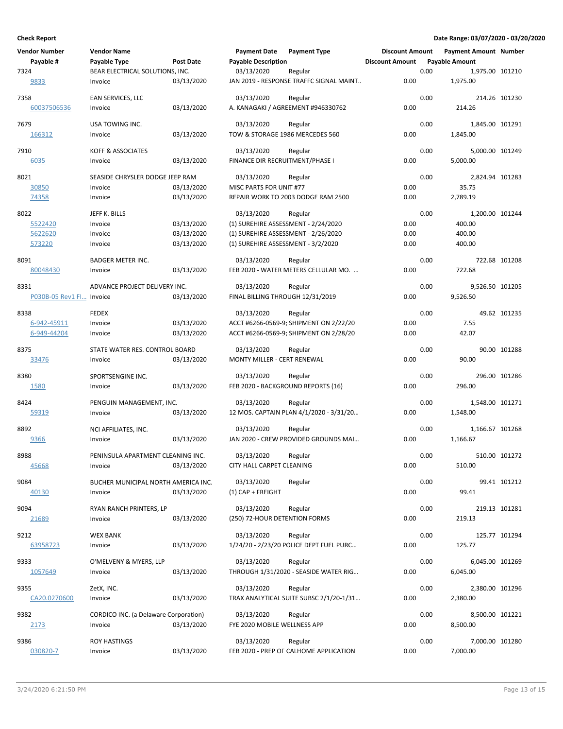**Check Report** — Date Range: 03/07/2020 - 03/20/2020

| Vendor Number / Payable # | Vendor Name / Payable Type | Post Date | Payment Date / Payable Description | Payment Type | Discount Amount | Payment Amount / Payable Amount | Number |
|---|---|---|---|---|---|---|---|
| 7324 | BEAR ELECTRICAL SOLUTIONS, INC. | | 03/13/2020 | Regular | 0.00 | 1,975.00 | 101210 |
| 9833 | Invoice | 03/13/2020 | JAN 2019 - RESPONSE TRAFFC SIGNAL MAINT.. | | 0.00 | 1,975.00 | |
| 7358 | EAN SERVICES, LLC | | 03/13/2020 | Regular | 0.00 | 214.26 | 101230 |
| 60037506536 | Invoice | 03/13/2020 | A. KANAGAKI / AGREEMENT #946330762 | | 0.00 | 214.26 | |
| 7679 | USA TOWING INC. | | 03/13/2020 | Regular | 0.00 | 1,845.00 | 101291 |
| 166312 | Invoice | 03/13/2020 | TOW & STORAGE 1986 MERCEDES 560 | | 0.00 | 1,845.00 | |
| 7910 | KOFF & ASSOCIATES | | 03/13/2020 | Regular | 0.00 | 5,000.00 | 101249 |
| 6035 | Invoice | 03/13/2020 | FINANCE DIR RECRUITMENT/PHASE I | | 0.00 | 5,000.00 | |
| 8021 | SEASIDE CHRYSLER DODGE JEEP RAM | | 03/13/2020 | Regular | 0.00 | 2,824.94 | 101283 |
| 30850 | Invoice | 03/13/2020 | MISC PARTS FOR UNIT #77 | | 0.00 | 35.75 | |
| 74358 | Invoice | 03/13/2020 | REPAIR WORK TO 2003 DODGE RAM 2500 | | 0.00 | 2,789.19 | |
| 8022 | JEFF K. BILLS | | 03/13/2020 | Regular | 0.00 | 1,200.00 | 101244 |
| 5522420 | Invoice | 03/13/2020 | (1) SUREHIRE ASSESSMENT - 2/24/2020 | | 0.00 | 400.00 | |
| 5622620 | Invoice | 03/13/2020 | (1) SUREHIRE ASSESSMENT - 2/26/2020 | | 0.00 | 400.00 | |
| 573220 | Invoice | 03/13/2020 | (1) SUREHIRE ASSESSMENT - 3/2/2020 | | 0.00 | 400.00 | |
| 8091 | BADGER METER INC. | | 03/13/2020 | Regular | 0.00 | 722.68 | 101208 |
| 80048430 | Invoice | 03/13/2020 | FEB 2020 - WATER METERS CELLULAR MO. ... | | 0.00 | 722.68 | |
| 8331 | ADVANCE PROJECT DELIVERY INC. | | 03/13/2020 | Regular | 0.00 | 9,526.50 | 101205 |
| P030B-05 Rev1 FI... | Invoice | 03/13/2020 | FINAL BILLING THROUGH 12/31/2019 | | 0.00 | 9,526.50 | |
| 8338 | FEDEX | | 03/13/2020 | Regular | 0.00 | 49.62 | 101235 |
| 6-942-45911 | Invoice | 03/13/2020 | ACCT #6266-0569-9; SHIPMENT ON 2/22/20 | | 0.00 | 7.55 | |
| 6-949-44204 | Invoice | 03/13/2020 | ACCT #6266-0569-9; SHIPMENT ON 2/28/20 | | 0.00 | 42.07 | |
| 8375 | STATE WATER RES. CONTROL BOARD | | 03/13/2020 | Regular | 0.00 | 90.00 | 101288 |
| 33476 | Invoice | 03/13/2020 | MONTY MILLER - CERT RENEWAL | | 0.00 | 90.00 | |
| 8380 | SPORTSENGINE INC. | | 03/13/2020 | Regular | 0.00 | 296.00 | 101286 |
| 1580 | Invoice | 03/13/2020 | FEB 2020 - BACKGROUND REPORTS (16) | | 0.00 | 296.00 | |
| 8424 | PENGUIN MANAGEMENT, INC. | | 03/13/2020 | Regular | 0.00 | 1,548.00 | 101271 |
| 59319 | Invoice | 03/13/2020 | 12 MOS. CAPTAIN PLAN 4/1/2020 - 3/31/20... | | 0.00 | 1,548.00 | |
| 8892 | NCI AFFILIATES, INC. | | 03/13/2020 | Regular | 0.00 | 1,166.67 | 101268 |
| 9366 | Invoice | 03/13/2020 | JAN 2020 - CREW PROVIDED GROUNDS MAI... | | 0.00 | 1,166.67 | |
| 8988 | PENINSULA APARTMENT CLEANING INC. | | 03/13/2020 | Regular | 0.00 | 510.00 | 101272 |
| 45668 | Invoice | 03/13/2020 | CITY HALL CARPET CLEANING | | 0.00 | 510.00 | |
| 9084 | BUCHER MUNICIPAL NORTH AMERICA INC. | | 03/13/2020 | Regular | 0.00 | 99.41 | 101212 |
| 40130 | Invoice | 03/13/2020 | (1) CAP + FREIGHT | | 0.00 | 99.41 | |
| 9094 | RYAN RANCH PRINTERS, LP | | 03/13/2020 | Regular | 0.00 | 219.13 | 101281 |
| 21689 | Invoice | 03/13/2020 | (250) 72-HOUR DETENTION FORMS | | 0.00 | 219.13 | |
| 9212 | WEX BANK | | 03/13/2020 | Regular | 0.00 | 125.77 | 101294 |
| 63958723 | Invoice | 03/13/2020 | 1/24/20 - 2/23/20 POLICE DEPT FUEL PURC... | | 0.00 | 125.77 | |
| 9333 | O'MELVENY & MYERS, LLP | | 03/13/2020 | Regular | 0.00 | 6,045.00 | 101269 |
| 1057649 | Invoice | 03/13/2020 | THROUGH 1/31/2020 - SEASIDE WATER RIG... | | 0.00 | 6,045.00 | |
| 9355 | ZetX, INC. | | 03/13/2020 | Regular | 0.00 | 2,380.00 | 101296 |
| CA20.0270600 | Invoice | 03/13/2020 | TRAX ANALYTICAL SUITE SUBSC 2/1/20-1/31... | | 0.00 | 2,380.00 | |
| 9382 | CORDICO INC. (a Delaware Corporation) | | 03/13/2020 | Regular | 0.00 | 8,500.00 | 101221 |
| 2173 | Invoice | 03/13/2020 | FYE 2020 MOBILE WELLNESS APP | | 0.00 | 8,500.00 | |
| 9386 | ROY HASTINGS | | 03/13/2020 | Regular | 0.00 | 7,000.00 | 101280 |
| 030820-7 | Invoice | 03/13/2020 | FEB 2020 - PREP OF CALHOME APPLICATION | | 0.00 | 7,000.00 | |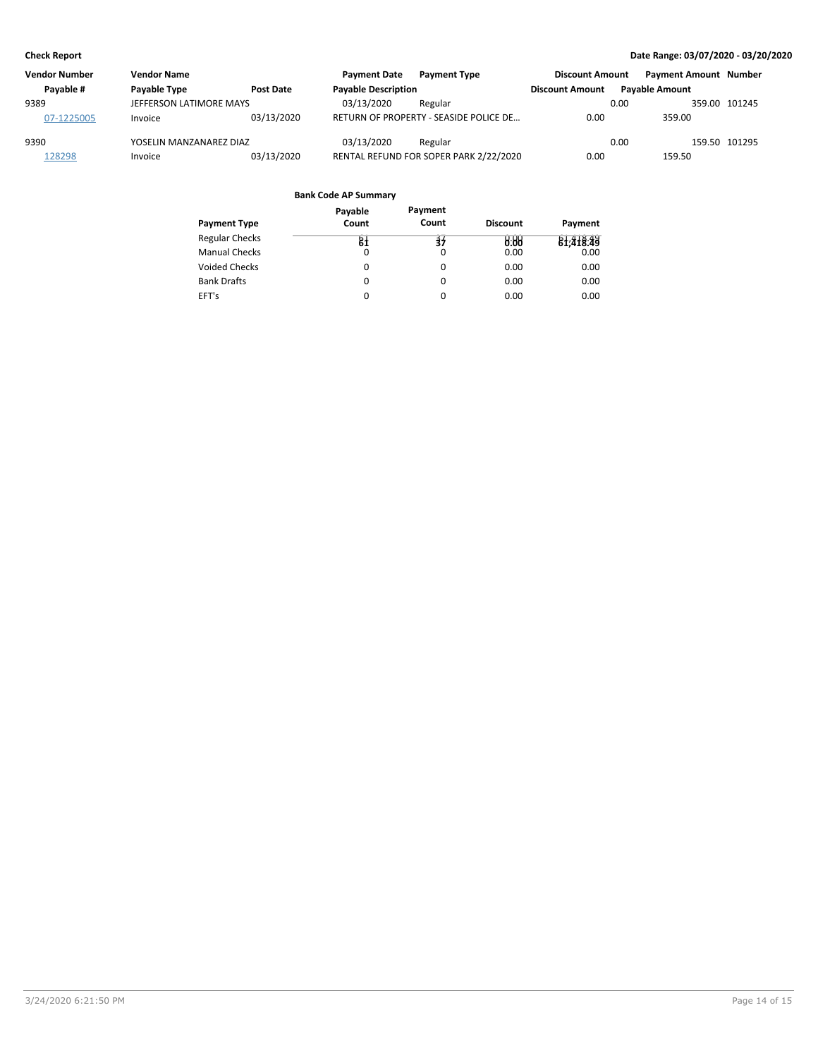**Check Report** — Date Range: 03/07/2020 - 03/20/2020

| Vendor Number | Vendor Name | | Payment Date | Payment Type | Discount Amount | Payment Amount | Number |
|---|---|---|---|---|---|---|---|
| Payable # | Payable Type | Post Date | Payable Description | | Discount Amount | Payable Amount | |
| 9389 | JEFFERSON LATIMORE MAYS | | 03/13/2020 | Regular | 0.00 | 359.00 | 101245 |
| 07-1225005 | Invoice | 03/13/2020 | RETURN OF PROPERTY - SEASIDE POLICE DE… | | 0.00 | 359.00 | |
| 9390 | YOSELIN MANZANAREZ DIAZ | | 03/13/2020 | Regular | 0.00 | 159.50 | 101295 |
| 128298 | Invoice | 03/13/2020 | RENTAL REFUND FOR SOPER PARK 2/22/2020 | | 0.00 | 159.50 | |

**Bank Code AP Summary**

| Payment Type | Payable Count | Payment Count | Discount | Payment |
|---|---|---|---|---|
| Regular Checks | 61 | 37 | 0.00 | 61,418.49 |
| Manual Checks | 0 | 0 | 0.00 | 0.00 |
| Voided Checks | 0 | 0 | 0.00 | 0.00 |
| Bank Drafts | 0 | 0 | 0.00 | 0.00 |
| EFT's | 0 | 0 | 0.00 | 0.00 |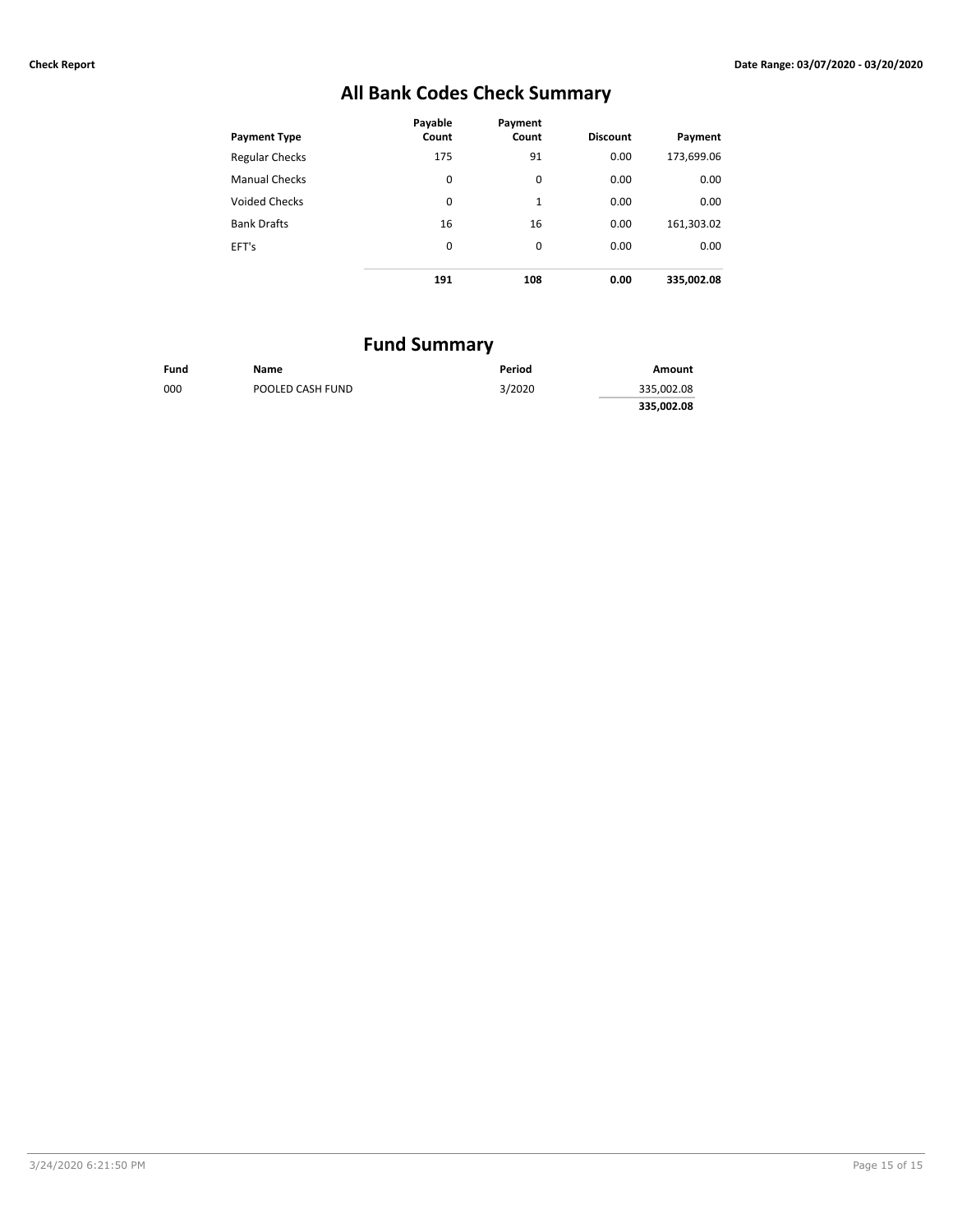## All Bank Codes Check Summary

| Payment Type | Payable Count | Payment Count | Discount | Payment |
|---|---|---|---|---|
| Regular Checks | 175 | 91 | 0.00 | 173,699.06 |
| Manual Checks | 0 | 0 | 0.00 | 0.00 |
| Voided Checks | 0 | 1 | 0.00 | 0.00 |
| Bank Drafts | 16 | 16 | 0.00 | 161,303.02 |
| EFT's | 0 | 0 | 0.00 | 0.00 |
| | **191** | **108** | **0.00** | **335,002.08** |

## Fund Summary

| Fund | Name | Period | Amount |
|---|---|---|---|
| 000 | POOLED CASH FUND | 3/2020 | 335,002.08 |
| | | | **335,002.08** |